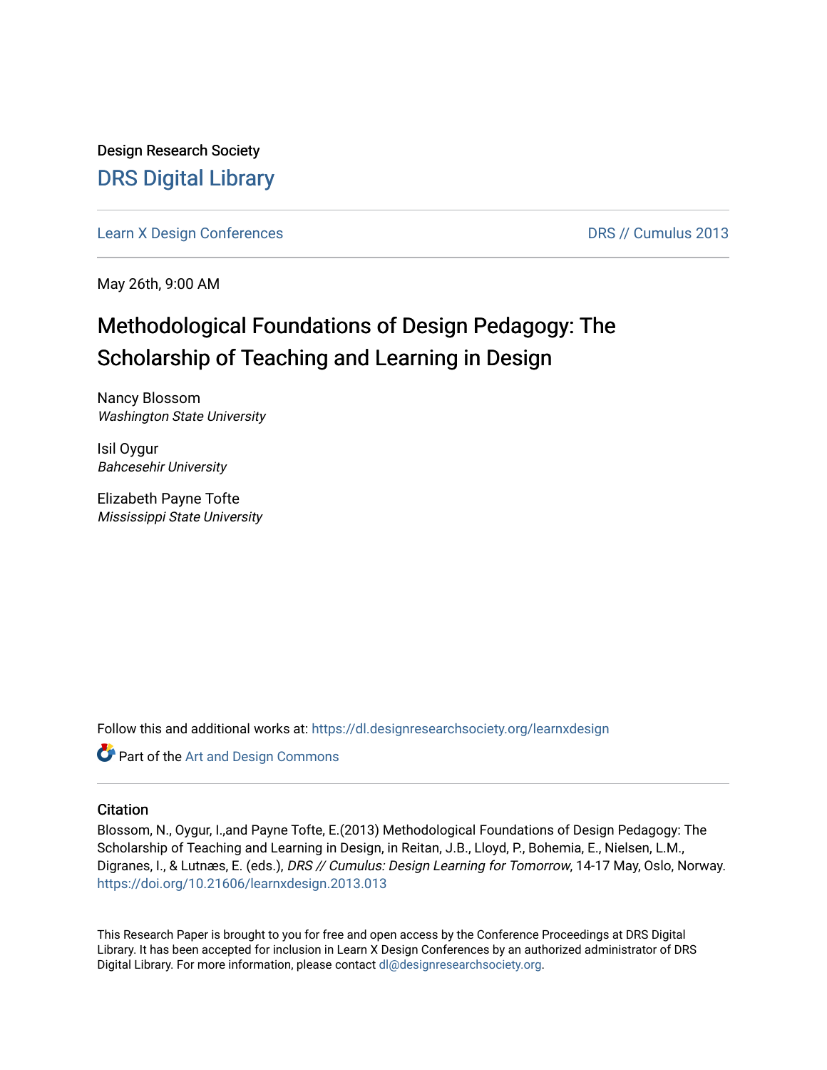Design Research Society

# DRS Digital Library

Learn X Design Conferences | DRS // Cumulus 2013

May 26th, 9:00 AM

## Methodological Foundations of Design Pedagogy: The Scholarship of Teaching and Learning in Design

Nancy Blossom
*Washington State University*

Isil Oygur
*Bahcesehir University*

Elizabeth Payne Tofte
*Mississippi State University*

Follow this and additional works at: https://dl.designresearchsociety.org/learnxdesign

Part of the Art and Design Commons

### Citation

Blossom, N., Oygur, I.,and Payne Tofte, E.(2013) Methodological Foundations of Design Pedagogy: The Scholarship of Teaching and Learning in Design, in Reitan, J.B., Lloyd, P., Bohemia, E., Nielsen, L.M., Digranes, I., & Lutnæs, E. (eds.), *DRS // Cumulus: Design Learning for Tomorrow*, 14-17 May, Oslo, Norway. https://doi.org/10.21606/learnxdesign.2013.013

This Research Paper is brought to you for free and open access by the Conference Proceedings at DRS Digital Library. It has been accepted for inclusion in Learn X Design Conferences by an authorized administrator of DRS Digital Library. For more information, please contact dl@designresearchsociety.org.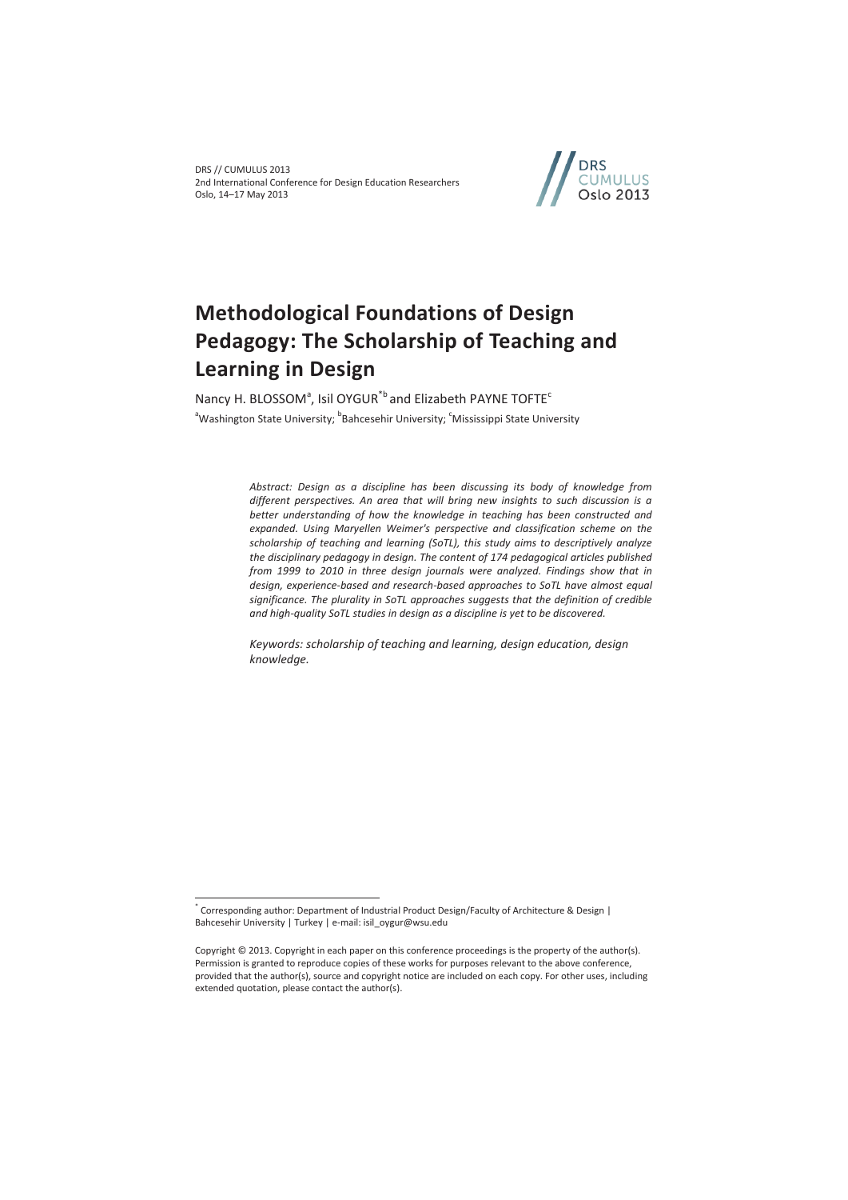# Methodological Foundations of Design Pedagogy: The Scholarship of Teaching and Learning in Design

Nancy H. BLOSSOM[a], Isil OYGUR[*b] and Elizabeth PAYNE TOFTE[c]

[a]Washington State University; [b]Bahcesehir University; [c]Mississippi State University

*Abstract: Design as a discipline has been discussing its body of knowledge from different perspectives. An area that will bring new insights to such discussion is a better understanding of how the knowledge in teaching has been constructed and expanded. Using Maryellen Weimer's perspective and classification scheme on the scholarship of teaching and learning (SoTL), this study aims to descriptively analyze the disciplinary pedagogy in design. The content of 174 pedagogical articles published from 1999 to 2010 in three design journals were analyzed. Findings show that in design, experience-based and research-based approaches to SoTL have almost equal significance. The plurality in SoTL approaches suggests that the definition of credible and high-quality SoTL studies in design as a discipline is yet to be discovered.*

*Keywords: scholarship of teaching and learning, design education, design knowledge.*

---

[*] Corresponding author: Department of Industrial Product Design/Faculty of Architecture & Design | Bahcesehir University | Turkey | e-mail: isil_oygur@wsu.edu

Copyright © 2013. Copyright in each paper on this conference proceedings is the property of the author(s). Permission is granted to reproduce copies of these works for purposes relevant to the above conference, provided that the author(s), source and copyright notice are included on each copy. For other uses, including extended quotation, please contact the author(s).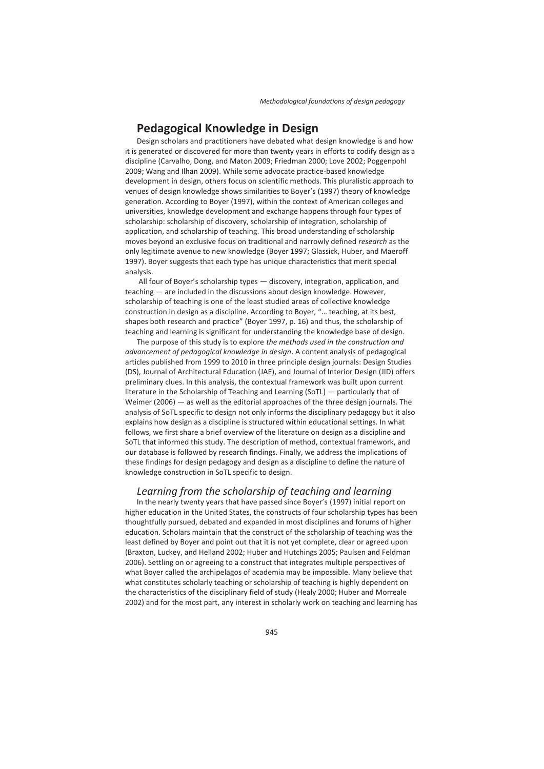## Pedagogical Knowledge in Design

Design scholars and practitioners have debated what design knowledge is and how it is generated or discovered for more than twenty years in efforts to codify design as a discipline (Carvalho, Dong, and Maton 2009; Friedman 2000; Love 2002; Poggenpohl 2009; Wang and Ilhan 2009). While some advocate practice-based knowledge development in design, others focus on scientific methods. This pluralistic approach to venues of design knowledge shows similarities to Boyer's (1997) theory of knowledge generation. According to Boyer (1997), within the context of American colleges and universities, knowledge development and exchange happens through four types of scholarship: scholarship of discovery, scholarship of integration, scholarship of application, and scholarship of teaching. This broad understanding of scholarship moves beyond an exclusive focus on traditional and narrowly defined *research* as the only legitimate avenue to new knowledge (Boyer 1997; Glassick, Huber, and Maeroff 1997). Boyer suggests that each type has unique characteristics that merit special analysis.

All four of Boyer's scholarship types — discovery, integration, application, and teaching — are included in the discussions about design knowledge. However, scholarship of teaching is one of the least studied areas of collective knowledge construction in design as a discipline. According to Boyer, "… teaching, at its best, shapes both research and practice" (Boyer 1997, p. 16) and thus, the scholarship of teaching and learning is significant for understanding the knowledge base of design.

The purpose of this study is to explore *the methods used in the construction and advancement of pedagogical knowledge in design*. A content analysis of pedagogical articles published from 1999 to 2010 in three principle design journals: Design Studies (DS), Journal of Architectural Education (JAE), and Journal of Interior Design (JID) offers preliminary clues. In this analysis, the contextual framework was built upon current literature in the Scholarship of Teaching and Learning (SoTL) — particularly that of Weimer (2006) — as well as the editorial approaches of the three design journals. The analysis of SoTL specific to design not only informs the disciplinary pedagogy but it also explains how design as a discipline is structured within educational settings. In what follows, we first share a brief overview of the literature on design as a discipline and SoTL that informed this study. The description of method, contextual framework, and our database is followed by research findings. Finally, we address the implications of these findings for design pedagogy and design as a discipline to define the nature of knowledge construction in SoTL specific to design.

### *Learning from the scholarship of teaching and learning*

In the nearly twenty years that have passed since Boyer's (1997) initial report on higher education in the United States, the constructs of four scholarship types has been thoughtfully pursued, debated and expanded in most disciplines and forums of higher education. Scholars maintain that the construct of the scholarship of teaching was the least defined by Boyer and point out that it is not yet complete, clear or agreed upon (Braxton, Luckey, and Helland 2002; Huber and Hutchings 2005; Paulsen and Feldman 2006). Settling on or agreeing to a construct that integrates multiple perspectives of what Boyer called the archipelagos of academia may be impossible. Many believe that what constitutes scholarly teaching or scholarship of teaching is highly dependent on the characteristics of the disciplinary field of study (Healy 2000; Huber and Morreale 2002) and for the most part, any interest in scholarly work on teaching and learning has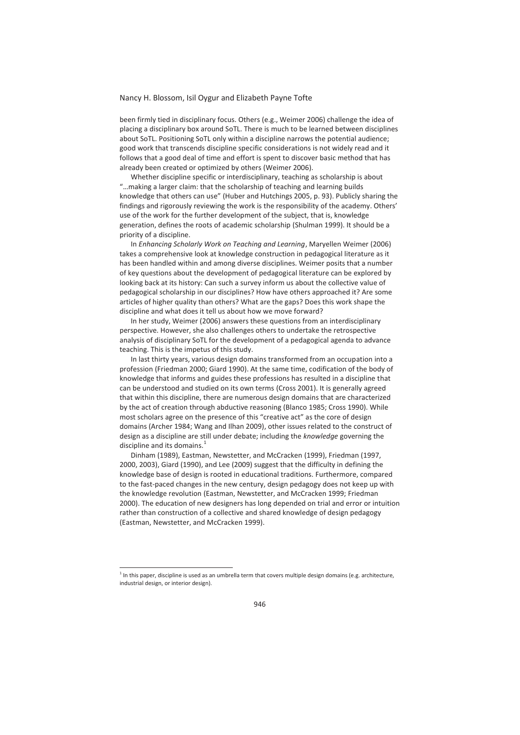been firmly tied in disciplinary focus. Others (e.g., Weimer 2006) challenge the idea of placing a disciplinary box around SoTL. There is much to be learned between disciplines about SoTL. Positioning SoTL only within a discipline narrows the potential audience; good work that transcends discipline specific considerations is not widely read and it follows that a good deal of time and effort is spent to discover basic method that has already been created or optimized by others (Weimer 2006).

Whether discipline specific or interdisciplinary, teaching as scholarship is about "…making a larger claim: that the scholarship of teaching and learning builds knowledge that others can use" (Huber and Hutchings 2005, p. 93). Publicly sharing the findings and rigorously reviewing the work is the responsibility of the academy. Others' use of the work for the further development of the subject, that is, knowledge generation, defines the roots of academic scholarship (Shulman 1999). It should be a priority of a discipline.

In *Enhancing Scholarly Work on Teaching and Learning*, Maryellen Weimer (2006) takes a comprehensive look at knowledge construction in pedagogical literature as it has been handled within and among diverse disciplines. Weimer posits that a number of key questions about the development of pedagogical literature can be explored by looking back at its history: Can such a survey inform us about the collective value of pedagogical scholarship in our disciplines? How have others approached it? Are some articles of higher quality than others? What are the gaps? Does this work shape the discipline and what does it tell us about how we move forward?

In her study, Weimer (2006) answers these questions from an interdisciplinary perspective. However, she also challenges others to undertake the retrospective analysis of disciplinary SoTL for the development of a pedagogical agenda to advance teaching. This is the impetus of this study.

In last thirty years, various design domains transformed from an occupation into a profession (Friedman 2000; Giard 1990). At the same time, codification of the body of knowledge that informs and guides these professions has resulted in a discipline that can be understood and studied on its own terms (Cross 2001). It is generally agreed that within this discipline, there are numerous design domains that are characterized by the act of creation through abductive reasoning (Blanco 1985; Cross 1990). While most scholars agree on the presence of this "creative act" as the core of design domains (Archer 1984; Wang and Ilhan 2009), other issues related to the construct of design as a discipline are still under debate; including the *knowledge* governing the discipline and its domains.[1]

Dinham (1989), Eastman, Newstetter, and McCracken (1999), Friedman (1997, 2000, 2003), Giard (1990), and Lee (2009) suggest that the difficulty in defining the knowledge base of design is rooted in educational traditions. Furthermore, compared to the fast-paced changes in the new century, design pedagogy does not keep up with the knowledge revolution (Eastman, Newstetter, and McCracken 1999; Friedman 2000). The education of new designers has long depended on trial and error or intuition rather than construction of a collective and shared knowledge of design pedagogy (Eastman, Newstetter, and McCracken 1999).

---

[1] In this paper, discipline is used as an umbrella term that covers multiple design domains (e.g. architecture, industrial design, or interior design).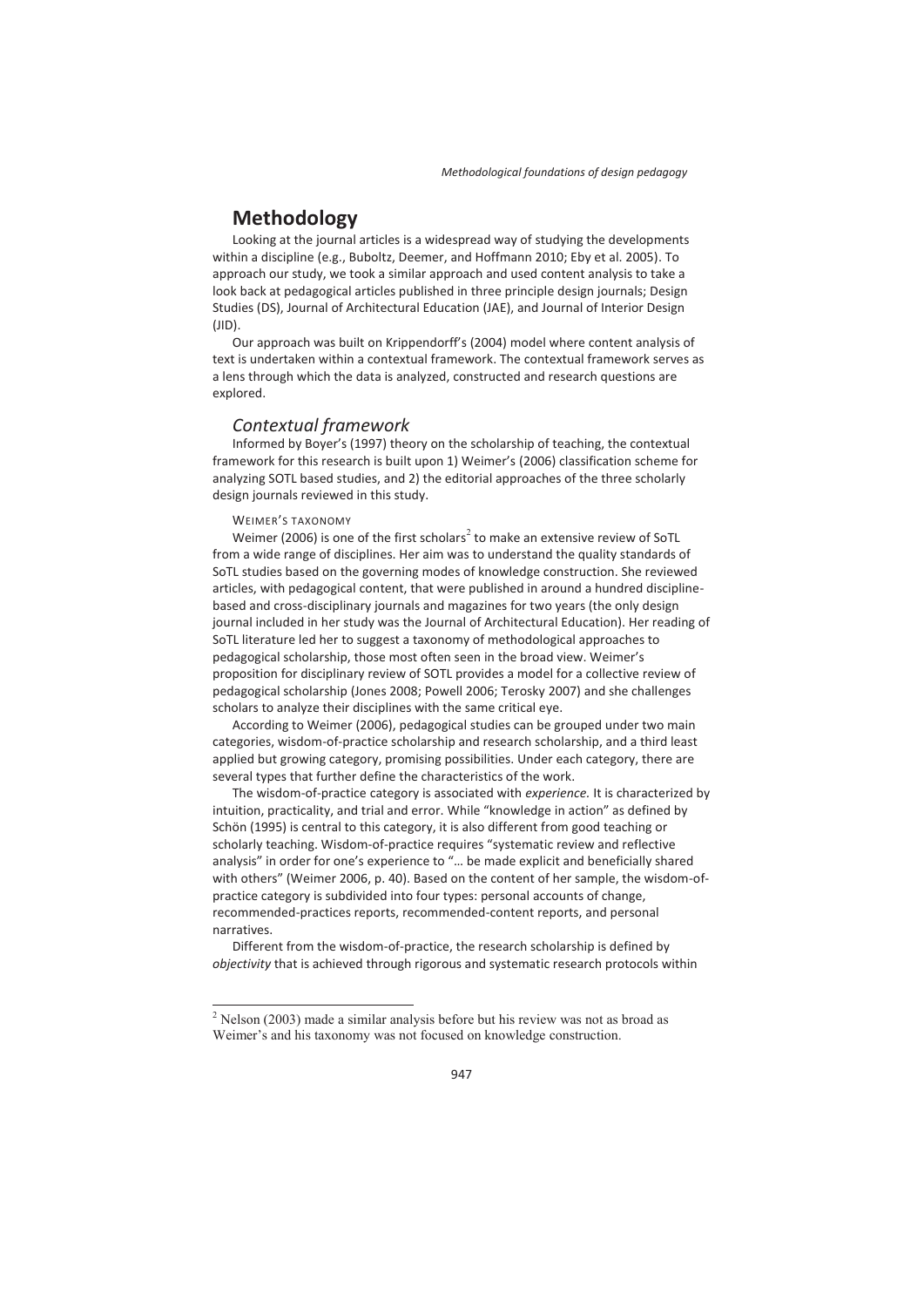## Methodology

Looking at the journal articles is a widespread way of studying the developments within a discipline (e.g., Buboltz, Deemer, and Hoffmann 2010; Eby et al. 2005). To approach our study, we took a similar approach and used content analysis to take a look back at pedagogical articles published in three principle design journals; Design Studies (DS), Journal of Architectural Education (JAE), and Journal of Interior Design (JID).

Our approach was built on Krippendorff's (2004) model where content analysis of text is undertaken within a contextual framework. The contextual framework serves as a lens through which the data is analyzed, constructed and research questions are explored.

### *Contextual framework*

Informed by Boyer's (1997) theory on the scholarship of teaching, the contextual framework for this research is built upon 1) Weimer's (2006) classification scheme for analyzing SOTL based studies, and 2) the editorial approaches of the three scholarly design journals reviewed in this study.

#### WEIMER'S TAXONOMY

Weimer (2006) is one of the first scholars[2] to make an extensive review of SoTL from a wide range of disciplines. Her aim was to understand the quality standards of SoTL studies based on the governing modes of knowledge construction. She reviewed articles, with pedagogical content, that were published in around a hundred discipline-based and cross-disciplinary journals and magazines for two years (the only design journal included in her study was the Journal of Architectural Education). Her reading of SoTL literature led her to suggest a taxonomy of methodological approaches to pedagogical scholarship, those most often seen in the broad view. Weimer's proposition for disciplinary review of SOTL provides a model for a collective review of pedagogical scholarship (Jones 2008; Powell 2006; Terosky 2007) and she challenges scholars to analyze their disciplines with the same critical eye.

According to Weimer (2006), pedagogical studies can be grouped under two main categories, wisdom-of-practice scholarship and research scholarship, and a third least applied but growing category, promising possibilities. Under each category, there are several types that further define the characteristics of the work.

The wisdom-of-practice category is associated with *experience.* It is characterized by intuition, practicality, and trial and error. While "knowledge in action" as defined by Schön (1995) is central to this category, it is also different from good teaching or scholarly teaching. Wisdom-of-practice requires "systematic review and reflective analysis" in order for one's experience to "… be made explicit and beneficially shared with others" (Weimer 2006, p. 40). Based on the content of her sample, the wisdom-of-practice category is subdivided into four types: personal accounts of change, recommended-practices reports, recommended-content reports, and personal narratives.

Different from the wisdom-of-practice, the research scholarship is defined by *objectivity* that is achieved through rigorous and systematic research protocols within

[2] Nelson (2003) made a similar analysis before but his review was not as broad as Weimer's and his taxonomy was not focused on knowledge construction.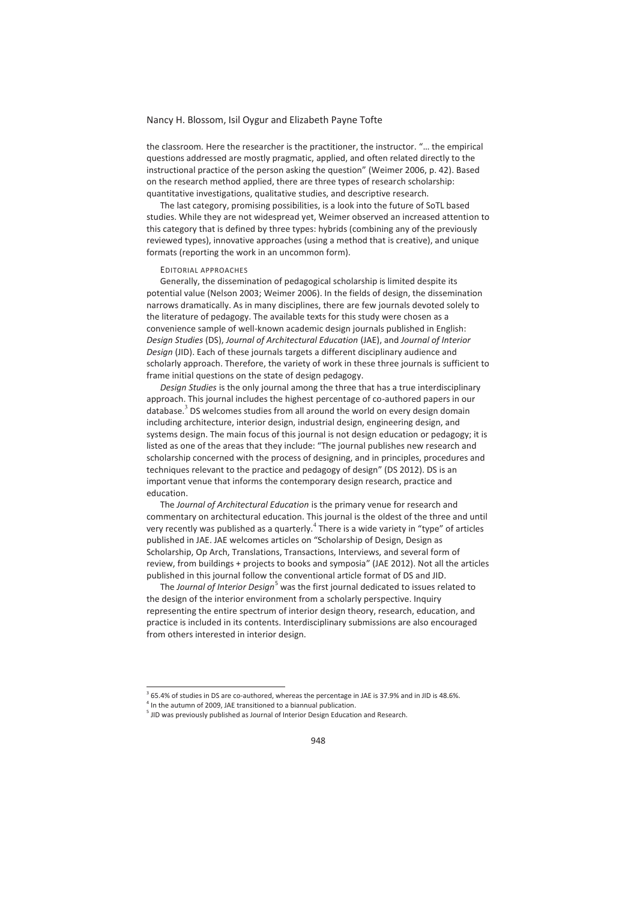the classroom. Here the researcher is the practitioner, the instructor. "… the empirical questions addressed are mostly pragmatic, applied, and often related directly to the instructional practice of the person asking the question" (Weimer 2006, p. 42). Based on the research method applied, there are three types of research scholarship: quantitative investigations, qualitative studies, and descriptive research.

The last category, promising possibilities, is a look into the future of SoTL based studies. While they are not widespread yet, Weimer observed an increased attention to this category that is defined by three types: hybrids (combining any of the previously reviewed types), innovative approaches (using a method that is creative), and unique formats (reporting the work in an uncommon form).

### EDITORIAL APPROACHES

Generally, the dissemination of pedagogical scholarship is limited despite its potential value (Nelson 2003; Weimer 2006). In the fields of design, the dissemination narrows dramatically. As in many disciplines, there are few journals devoted solely to the literature of pedagogy. The available texts for this study were chosen as a convenience sample of well-known academic design journals published in English: *Design Studies* (DS), *Journal of Architectural Education* (JAE), and *Journal of Interior Design* (JID). Each of these journals targets a different disciplinary audience and scholarly approach. Therefore, the variety of work in these three journals is sufficient to frame initial questions on the state of design pedagogy.

*Design Studies* is the only journal among the three that has a true interdisciplinary approach. This journal includes the highest percentage of co-authored papers in our database.[3] DS welcomes studies from all around the world on every design domain including architecture, interior design, industrial design, engineering design, and systems design. The main focus of this journal is not design education or pedagogy; it is listed as one of the areas that they include: "The journal publishes new research and scholarship concerned with the process of designing, and in principles, procedures and techniques relevant to the practice and pedagogy of design" (DS 2012). DS is an important venue that informs the contemporary design research, practice and education.

The *Journal of Architectural Education* is the primary venue for research and commentary on architectural education. This journal is the oldest of the three and until very recently was published as a quarterly.[4] There is a wide variety in "type" of articles published in JAE. JAE welcomes articles on "Scholarship of Design, Design as Scholarship, Op Arch, Translations, Transactions, Interviews, and several form of review, from buildings + projects to books and symposia" (JAE 2012). Not all the articles published in this journal follow the conventional article format of DS and JID.

The *Journal of Interior Design*[5] was the first journal dedicated to issues related to the design of the interior environment from a scholarly perspective. Inquiry representing the entire spectrum of interior design theory, research, education, and practice is included in its contents. Interdisciplinary submissions are also encouraged from others interested in interior design.

---

[3] 65.4% of studies in DS are co-authored, whereas the percentage in JAE is 37.9% and in JID is 48.6%.

[4] In the autumn of 2009, JAE transitioned to a biannual publication.

[5] JID was previously published as Journal of Interior Design Education and Research.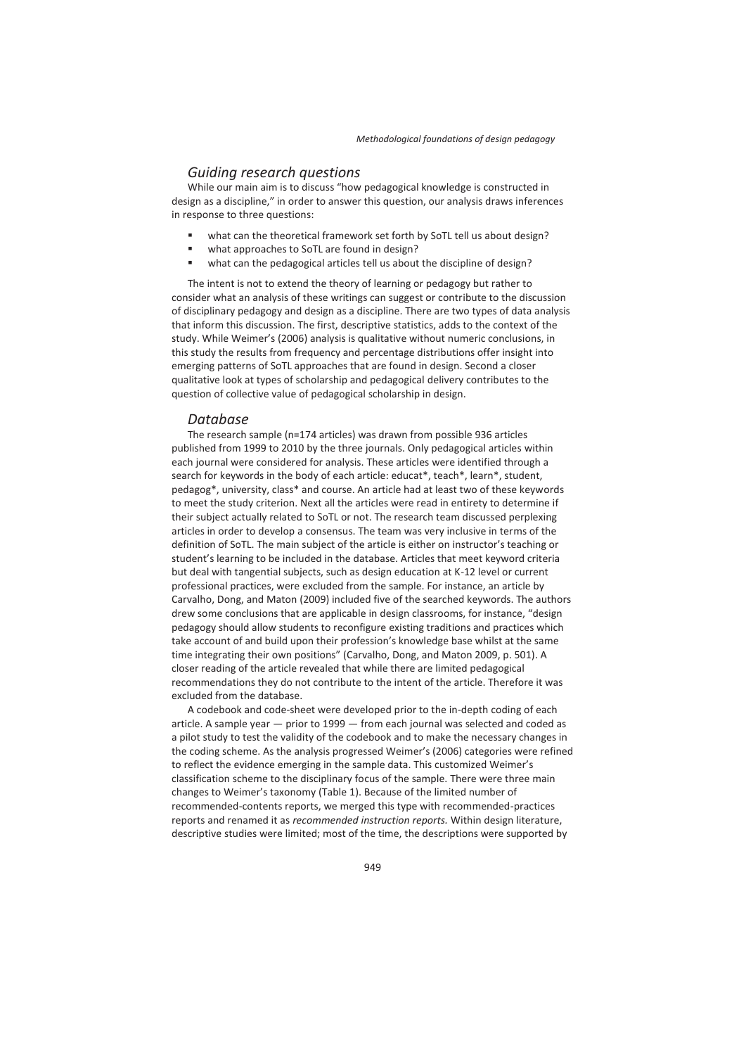## *Guiding research questions*

While our main aim is to discuss "how pedagogical knowledge is constructed in design as a discipline," in order to answer this question, our analysis draws inferences in response to three questions:

- what can the theoretical framework set forth by SoTL tell us about design?
- what approaches to SoTL are found in design?
- what can the pedagogical articles tell us about the discipline of design?

The intent is not to extend the theory of learning or pedagogy but rather to consider what an analysis of these writings can suggest or contribute to the discussion of disciplinary pedagogy and design as a discipline. There are two types of data analysis that inform this discussion. The first, descriptive statistics, adds to the context of the study. While Weimer's (2006) analysis is qualitative without numeric conclusions, in this study the results from frequency and percentage distributions offer insight into emerging patterns of SoTL approaches that are found in design. Second a closer qualitative look at types of scholarship and pedagogical delivery contributes to the question of collective value of pedagogical scholarship in design.

## *Database*

The research sample (n=174 articles) was drawn from possible 936 articles published from 1999 to 2010 by the three journals. Only pedagogical articles within each journal were considered for analysis. These articles were identified through a search for keywords in the body of each article: educat*, teach*, learn*, student, pedagog*, university, class* and course. An article had at least two of these keywords to meet the study criterion. Next all the articles were read in entirety to determine if their subject actually related to SoTL or not. The research team discussed perplexing articles in order to develop a consensus. The team was very inclusive in terms of the definition of SoTL. The main subject of the article is either on instructor's teaching or student's learning to be included in the database. Articles that meet keyword criteria but deal with tangential subjects, such as design education at K-12 level or current professional practices, were excluded from the sample. For instance, an article by Carvalho, Dong, and Maton (2009) included five of the searched keywords. The authors drew some conclusions that are applicable in design classrooms, for instance, "design pedagogy should allow students to reconfigure existing traditions and practices which take account of and build upon their profession's knowledge base whilst at the same time integrating their own positions" (Carvalho, Dong, and Maton 2009, p. 501). A closer reading of the article revealed that while there are limited pedagogical recommendations they do not contribute to the intent of the article. Therefore it was excluded from the database.

A codebook and code-sheet were developed prior to the in-depth coding of each article. A sample year — prior to 1999 — from each journal was selected and coded as a pilot study to test the validity of the codebook and to make the necessary changes in the coding scheme. As the analysis progressed Weimer's (2006) categories were refined to reflect the evidence emerging in the sample data. This customized Weimer's classification scheme to the disciplinary focus of the sample. There were three main changes to Weimer's taxonomy (Table 1). Because of the limited number of recommended-contents reports, we merged this type with recommended-practices reports and renamed it as *recommended instruction reports.* Within design literature, descriptive studies were limited; most of the time, the descriptions were supported by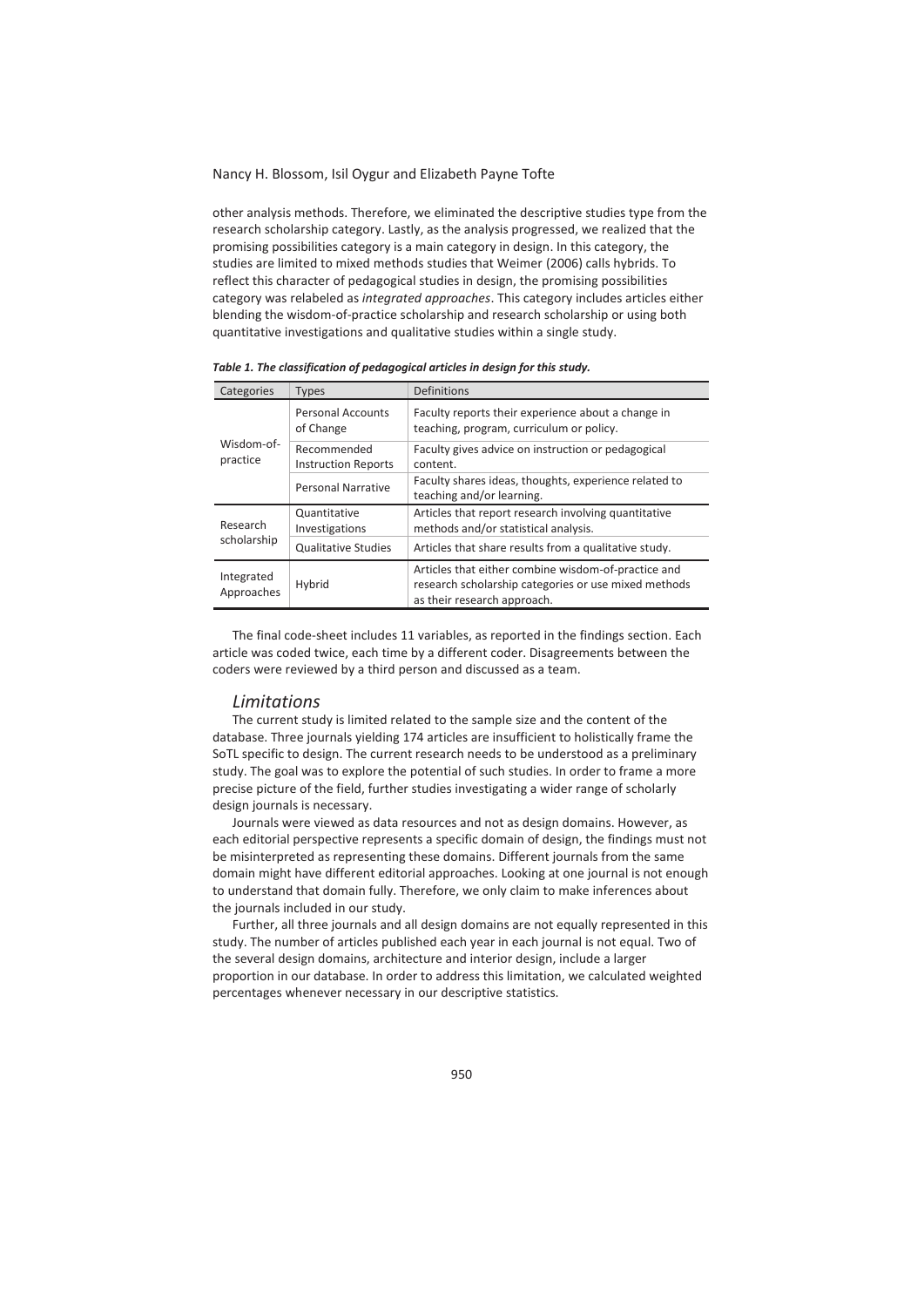other analysis methods. Therefore, we eliminated the descriptive studies type from the research scholarship category. Lastly, as the analysis progressed, we realized that the promising possibilities category is a main category in design. In this category, the studies are limited to mixed methods studies that Weimer (2006) calls hybrids. To reflect this character of pedagogical studies in design, the promising possibilities category was relabeled as *integrated approaches*. This category includes articles either blending the wisdom-of-practice scholarship and research scholarship or using both quantitative investigations and qualitative studies within a single study.

***Table 1. The classification of pedagogical articles in design for this study.***

| Categories | Types | Definitions |
|---|---|---|
| Wisdom-of-practice | Personal Accounts of Change | Faculty reports their experience about a change in teaching, program, curriculum or policy. |
| | Recommended Instruction Reports | Faculty gives advice on instruction or pedagogical content. |
| | Personal Narrative | Faculty shares ideas, thoughts, experience related to teaching and/or learning. |
| Research scholarship | Quantitative Investigations | Articles that report research involving quantitative methods and/or statistical analysis. |
| | Qualitative Studies | Articles that share results from a qualitative study. |
| Integrated Approaches | Hybrid | Articles that either combine wisdom-of-practice and research scholarship categories or use mixed methods as their research approach. |

The final code-sheet includes 11 variables, as reported in the findings section. Each article was coded twice, each time by a different coder. Disagreements between the coders were reviewed by a third person and discussed as a team.

## *Limitations*

The current study is limited related to the sample size and the content of the database. Three journals yielding 174 articles are insufficient to holistically frame the SoTL specific to design. The current research needs to be understood as a preliminary study. The goal was to explore the potential of such studies. In order to frame a more precise picture of the field, further studies investigating a wider range of scholarly design journals is necessary.

Journals were viewed as data resources and not as design domains. However, as each editorial perspective represents a specific domain of design, the findings must not be misinterpreted as representing these domains. Different journals from the same domain might have different editorial approaches. Looking at one journal is not enough to understand that domain fully. Therefore, we only claim to make inferences about the journals included in our study.

Further, all three journals and all design domains are not equally represented in this study. The number of articles published each year in each journal is not equal. Two of the several design domains, architecture and interior design, include a larger proportion in our database. In order to address this limitation, we calculated weighted percentages whenever necessary in our descriptive statistics.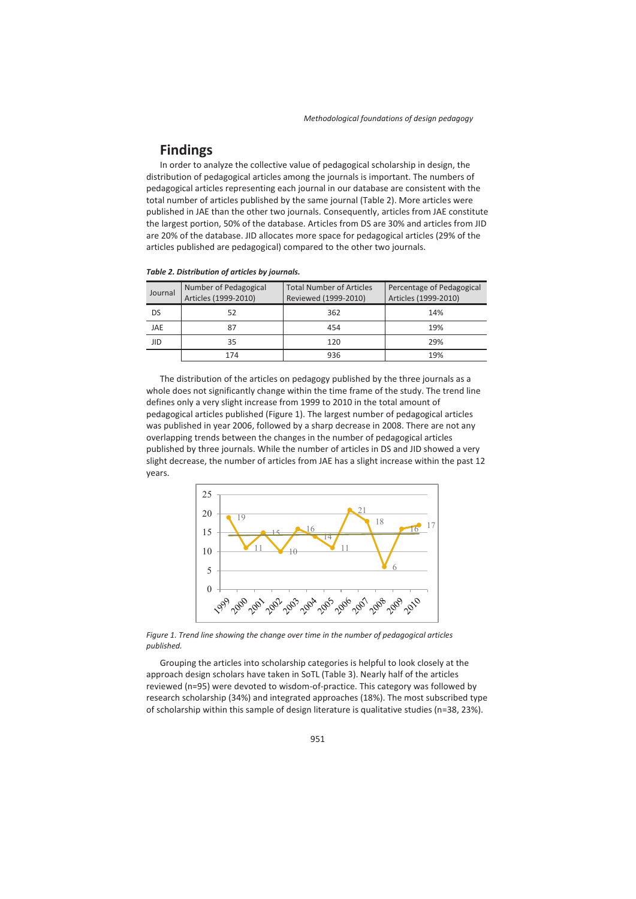## Findings

In order to analyze the collective value of pedagogical scholarship in design, the distribution of pedagogical articles among the journals is important. The numbers of pedagogical articles representing each journal in our database are consistent with the total number of articles published by the same journal (Table 2). More articles were published in JAE than the other two journals. Consequently, articles from JAE constitute the largest portion, 50% of the database. Articles from DS are 30% and articles from JID are 20% of the database. JID allocates more space for pedagogical articles (29% of the articles published are pedagogical) compared to the other two journals.

***Table 2. Distribution of articles by journals.***

| Journal | Number of Pedagogical Articles (1999-2010) | Total Number of Articles Reviewed (1999-2010) | Percentage of Pedagogical Articles (1999-2010) |
|---|---|---|---|
| DS | 52 | 362 | 14% |
| JAE | 87 | 454 | 19% |
| JID | 35 | 120 | 29% |
| | 174 | 936 | 19% |

The distribution of the articles on pedagogy published by the three journals as a whole does not significantly change within the time frame of the study. The trend line defines only a very slight increase from 1999 to 2010 in the total amount of pedagogical articles published (Figure 1). The largest number of pedagogical articles was published in year 2006, followed by a sharp decrease in 2008. There are not any overlapping trends between the changes in the number of pedagogical articles published by three journals. While the number of articles in DS and JID showed a very slight decrease, the number of articles from JAE has a slight increase within the past 12 years.

*Figure 1. Trend line showing the change over time in the number of pedagogical articles published.*

Grouping the articles into scholarship categories is helpful to look closely at the approach design scholars have taken in SoTL (Table 3). Nearly half of the articles reviewed (n=95) were devoted to wisdom-of-practice. This category was followed by research scholarship (34%) and integrated approaches (18%). The most subscribed type of scholarship within this sample of design literature is qualitative studies (n=38, 23%).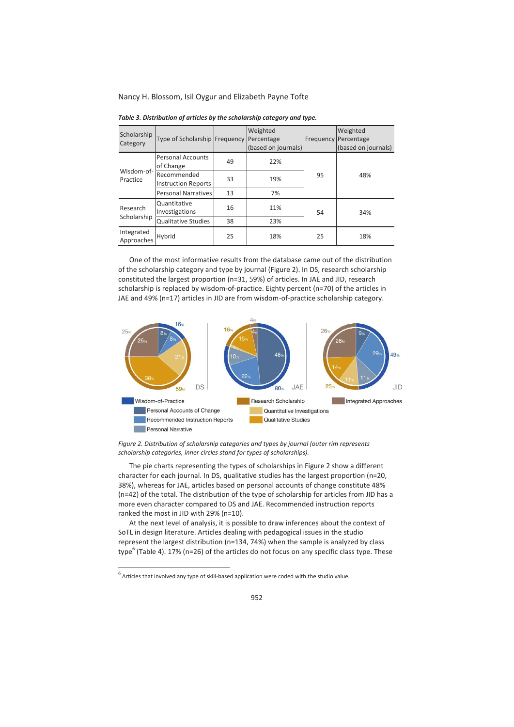*Table 3. Distribution of articles by the scholarship category and type.*

| Scholarship Category | Type of Scholarship | Frequency | Weighted Percentage (based on journals) | Frequency | Weighted Percentage (based on journals) |
|---|---|---|---|---|---|
| Wisdom-of-Practice | Personal Accounts of Change | 49 | 22% | 95 | 48% |
| | Recommended Instruction Reports | 33 | 19% | | |
| | Personal Narratives | 13 | 7% | | |
| Research Scholarship | Quantitative Investigations | 16 | 11% | 54 | 34% |
| | Qualitative Studies | 38 | 23% | | |
| Integrated Approaches | Hybrid | 25 | 18% | 25 | 18% |

One of the most informative results from the database came out of the distribution of the scholarship category and type by journal (Figure 2). In DS, research scholarship constituted the largest proportion (n=31, 59%) of articles. In JAE and JID, research scholarship is replaced by wisdom-of-practice. Eighty percent (n=70) of the articles in JAE and 49% (n=17) articles in JID are from wisdom-of-practice scholarship category.

*Figure 2. Distribution of scholarship categories and types by journal (outer rim represents scholarship categories, inner circles stand for types of scholarships).*

The pie charts representing the types of scholarships in Figure 2 show a different character for each journal. In DS, qualitative studies has the largest proportion (n=20, 38%), whereas for JAE, articles based on personal accounts of change constitute 48% (n=42) of the total. The distribution of the type of scholarship for articles from JID has a more even character compared to DS and JAE. Recommended instruction reports ranked the most in JID with 29% (n=10).

At the next level of analysis, it is possible to draw inferences about the context of SoTL in design literature. Articles dealing with pedagogical issues in the studio represent the largest distribution (n=134, 74%) when the sample is analyzed by class type[6] (Table 4). 17% (n=26) of the articles do not focus on any specific class type. These

[6] Articles that involved any type of skill-based application were coded with the studio value.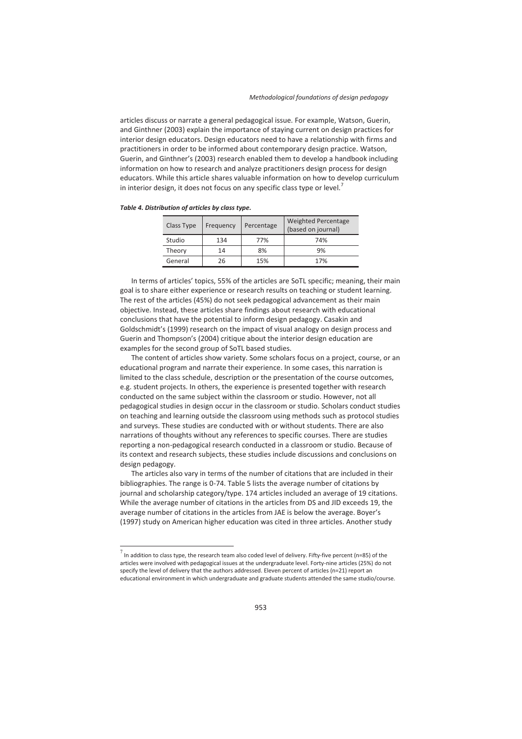articles discuss or narrate a general pedagogical issue. For example, Watson, Guerin, and Ginthner (2003) explain the importance of staying current on design practices for interior design educators. Design educators need to have a relationship with firms and practitioners in order to be informed about contemporary design practice. Watson, Guerin, and Ginthner's (2003) research enabled them to develop a handbook including information on how to research and analyze practitioners design process for design educators. While this article shares valuable information on how to develop curriculum in interior design, it does not focus on any specific class type or level.[7]

***Table 4. Distribution of articles by class type.***

| Class Type | Frequency | Percentage | Weighted Percentage (based on journal) |
|---|---|---|---|
| Studio | 134 | 77% | 74% |
| Theory | 14 | 8% | 9% |
| General | 26 | 15% | 17% |

In terms of articles' topics, 55% of the articles are SoTL specific; meaning, their main goal is to share either experience or research results on teaching or student learning. The rest of the articles (45%) do not seek pedagogical advancement as their main objective. Instead, these articles share findings about research with educational conclusions that have the potential to inform design pedagogy. Casakin and Goldschmidt's (1999) research on the impact of visual analogy on design process and Guerin and Thompson's (2004) critique about the interior design education are examples for the second group of SoTL based studies.

The content of articles show variety. Some scholars focus on a project, course, or an educational program and narrate their experience. In some cases, this narration is limited to the class schedule, description or the presentation of the course outcomes, e.g. student projects. In others, the experience is presented together with research conducted on the same subject within the classroom or studio. However, not all pedagogical studies in design occur in the classroom or studio. Scholars conduct studies on teaching and learning outside the classroom using methods such as protocol studies and surveys. These studies are conducted with or without students. There are also narrations of thoughts without any references to specific courses. There are studies reporting a non-pedagogical research conducted in a classroom or studio. Because of its context and research subjects, these studies include discussions and conclusions on design pedagogy.

The articles also vary in terms of the number of citations that are included in their bibliographies. The range is 0-74. Table 5 lists the average number of citations by journal and scholarship category/type. 174 articles included an average of 19 citations. While the average number of citations in the articles from DS and JID exceeds 19, the average number of citations in the articles from JAE is below the average. Boyer's (1997) study on American higher education was cited in three articles. Another study

[7] In addition to class type, the research team also coded level of delivery. Fifty-five percent (n=85) of the articles were involved with pedagogical issues at the undergraduate level. Forty-nine articles (25%) do not specify the level of delivery that the authors addressed. Eleven percent of articles (n=21) report an educational environment in which undergraduate and graduate students attended the same studio/course.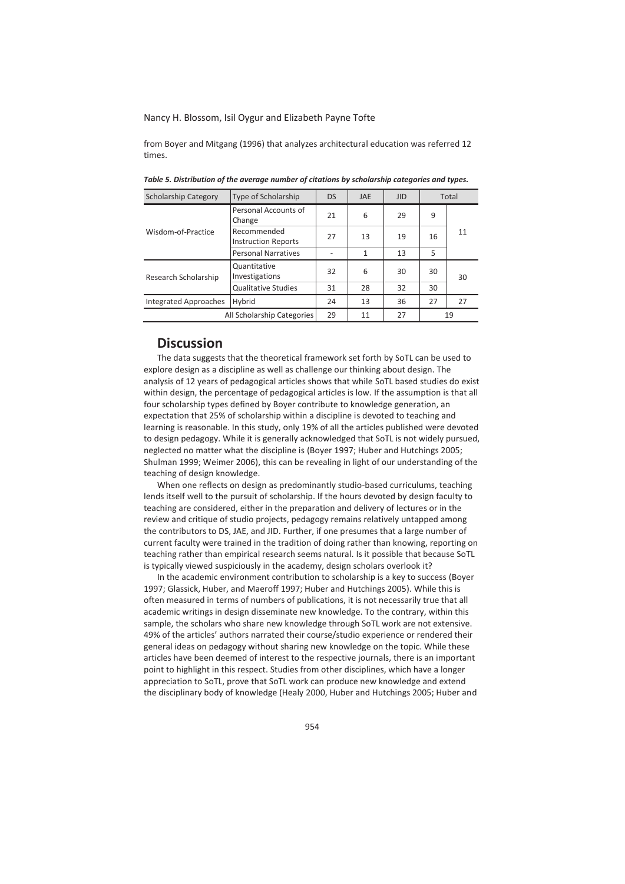from Boyer and Mitgang (1996) that analyzes architectural education was referred 12 times.

***Table 5. Distribution of the average number of citations by scholarship categories and types.***

| Scholarship Category | Type of Scholarship | DS | JAE | JID | Total | |
|---|---|---|---|---|---|---|
| Wisdom-of-Practice | Personal Accounts of Change | 21 | 6 | 29 | 9 | 11 |
| | Recommended Instruction Reports | 27 | 13 | 19 | 16 | |
| | Personal Narratives | - | 1 | 13 | 5 | |
| Research Scholarship | Quantitative Investigations | 32 | 6 | 30 | 30 | 30 |
| | Qualitative Studies | 31 | 28 | 32 | 30 | |
| Integrated Approaches | Hybrid | 24 | 13 | 36 | 27 | 27 |
| All Scholarship Categories | | 29 | 11 | 27 | 19 | |

## Discussion

The data suggests that the theoretical framework set forth by SoTL can be used to explore design as a discipline as well as challenge our thinking about design. The analysis of 12 years of pedagogical articles shows that while SoTL based studies do exist within design, the percentage of pedagogical articles is low. If the assumption is that all four scholarship types defined by Boyer contribute to knowledge generation, an expectation that 25% of scholarship within a discipline is devoted to teaching and learning is reasonable. In this study, only 19% of all the articles published were devoted to design pedagogy. While it is generally acknowledged that SoTL is not widely pursued, neglected no matter what the discipline is (Boyer 1997; Huber and Hutchings 2005; Shulman 1999; Weimer 2006), this can be revealing in light of our understanding of the teaching of design knowledge.

When one reflects on design as predominantly studio-based curriculums, teaching lends itself well to the pursuit of scholarship. If the hours devoted by design faculty to teaching are considered, either in the preparation and delivery of lectures or in the review and critique of studio projects, pedagogy remains relatively untapped among the contributors to DS, JAE, and JID. Further, if one presumes that a large number of current faculty were trained in the tradition of doing rather than knowing, reporting on teaching rather than empirical research seems natural. Is it possible that because SoTL is typically viewed suspiciously in the academy, design scholars overlook it?

In the academic environment contribution to scholarship is a key to success (Boyer 1997; Glassick, Huber, and Maeroff 1997; Huber and Hutchings 2005). While this is often measured in terms of numbers of publications, it is not necessarily true that all academic writings in design disseminate new knowledge. To the contrary, within this sample, the scholars who share new knowledge through SoTL work are not extensive. 49% of the articles' authors narrated their course/studio experience or rendered their general ideas on pedagogy without sharing new knowledge on the topic. While these articles have been deemed of interest to the respective journals, there is an important point to highlight in this respect. Studies from other disciplines, which have a longer appreciation to SoTL, prove that SoTL work can produce new knowledge and extend the disciplinary body of knowledge (Healy 2000, Huber and Hutchings 2005; Huber and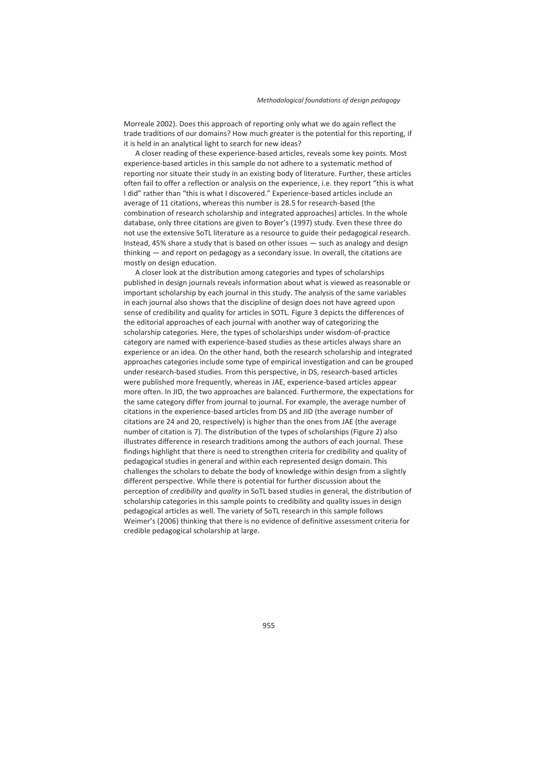Morreale 2002). Does this approach of reporting only what we do again reflect the trade traditions of our domains? How much greater is the potential for this reporting, if it is held in an analytical light to search for new ideas?

A closer reading of these experience-based articles, reveals some key points. Most experience-based articles in this sample do not adhere to a systematic method of reporting nor situate their study in an existing body of literature. Further, these articles often fail to offer a reflection or analysis on the experience, i.e. they report "this is what I did" rather than "this is what I discovered." Experience-based articles include an average of 11 citations, whereas this number is 28.5 for research-based (the combination of research scholarship and integrated approaches) articles. In the whole database, only three citations are given to Boyer's (1997) study. Even these three do not use the extensive SoTL literature as a resource to guide their pedagogical research. Instead, 45% share a study that is based on other issues — such as analogy and design thinking — and report on pedagogy as a secondary issue. In overall, the citations are mostly on design education.

A closer look at the distribution among categories and types of scholarships published in design journals reveals information about what is viewed as reasonable or important scholarship by each journal in this study. The analysis of the same variables in each journal also shows that the discipline of design does not have agreed upon sense of credibility and quality for articles in SOTL. Figure 3 depicts the differences of the editorial approaches of each journal with another way of categorizing the scholarship categories. Here, the types of scholarships under wisdom-of-practice category are named with experience-based studies as these articles always share an experience or an idea. On the other hand, both the research scholarship and integrated approaches categories include some type of empirical investigation and can be grouped under research-based studies. From this perspective, in DS, research-based articles were published more frequently, whereas in JAE, experience-based articles appear more often. In JID, the two approaches are balanced. Furthermore, the expectations for the same category differ from journal to journal. For example, the average number of citations in the experience-based articles from DS and JID (the average number of citations are 24 and 20, respectively) is higher than the ones from JAE (the average number of citation is 7). The distribution of the types of scholarships (Figure 2) also illustrates difference in research traditions among the authors of each journal. These findings highlight that there is need to strengthen criteria for credibility and quality of pedagogical studies in general and within each represented design domain. This challenges the scholars to debate the body of knowledge within design from a slightly different perspective. While there is potential for further discussion about the perception of *credibility* and *quality* in SoTL based studies in general, the distribution of scholarship categories in this sample points to credibility and quality issues in design pedagogical articles as well. The variety of SoTL research in this sample follows Weimer's (2006) thinking that there is no evidence of definitive assessment criteria for credible pedagogical scholarship at large.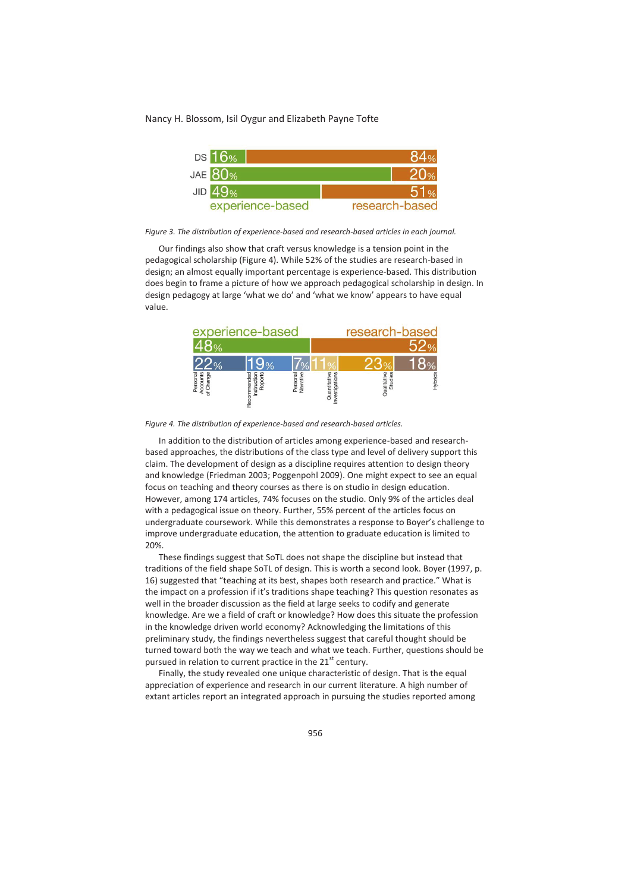| | experience-based | research-based |
|---|---|---|
| DS | 16% | 84% |
| JAE | 80% | 20% |
| JID | 49% | 51% |

*Figure 3. The distribution of experience-based and research-based articles in each journal.*

Our findings also show that craft versus knowledge is a tension point in the pedagogical scholarship (Figure 4). While 52% of the studies are research-based in design; an almost equally important percentage is experience-based. This distribution does begin to frame a picture of how we approach pedagogical scholarship in design. In design pedagogy at large 'what we do' and 'what we know' appears to have equal value.

| experience-based 48% | | | research-based 52% | | |
|---|---|---|---|---|---|
| Personal Accounts of Change | Recommended Instruction Reports | Personal Narrative | Quantitative Investigations | Qualitative Studies | Hybrids |
| 22% | 19% | 7% | 11% | 23% | 18% |

*Figure 4. The distribution of experience-based and research-based articles.*

In addition to the distribution of articles among experience-based and research-based approaches, the distributions of the class type and level of delivery support this claim. The development of design as a discipline requires attention to design theory and knowledge (Friedman 2003; Poggenpohl 2009). One might expect to see an equal focus on teaching and theory courses as there is on studio in design education. However, among 174 articles, 74% focuses on the studio. Only 9% of the articles deal with a pedagogical issue on theory. Further, 55% percent of the articles focus on undergraduate coursework. While this demonstrates a response to Boyer's challenge to improve undergraduate education, the attention to graduate education is limited to 20%.

These findings suggest that SoTL does not shape the discipline but instead that traditions of the field shape SoTL of design. This is worth a second look. Boyer (1997, p. 16) suggested that "teaching at its best, shapes both research and practice." What is the impact on a profession if it's traditions shape teaching? This question resonates as well in the broader discussion as the field at large seeks to codify and generate knowledge. Are we a field of craft or knowledge? How does this situate the profession in the knowledge driven world economy? Acknowledging the limitations of this preliminary study, the findings nevertheless suggest that careful thought should be turned toward both the way we teach and what we teach. Further, questions should be pursued in relation to current practice in the 21st century.

Finally, the study revealed one unique characteristic of design. That is the equal appreciation of experience and research in our current literature. A high number of extant articles report an integrated approach in pursuing the studies reported among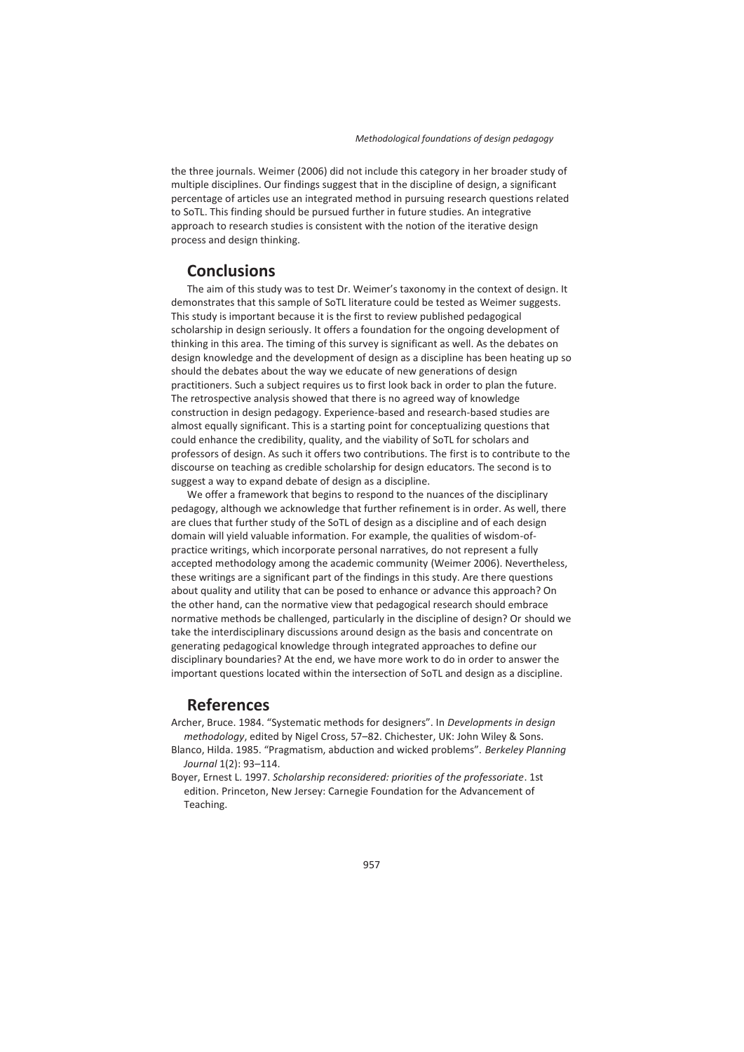the three journals. Weimer (2006) did not include this category in her broader study of multiple disciplines. Our findings suggest that in the discipline of design, a significant percentage of articles use an integrated method in pursuing research questions related to SoTL. This finding should be pursued further in future studies. An integrative approach to research studies is consistent with the notion of the iterative design process and design thinking.

## Conclusions

The aim of this study was to test Dr. Weimer's taxonomy in the context of design. It demonstrates that this sample of SoTL literature could be tested as Weimer suggests. This study is important because it is the first to review published pedagogical scholarship in design seriously. It offers a foundation for the ongoing development of thinking in this area. The timing of this survey is significant as well. As the debates on design knowledge and the development of design as a discipline has been heating up so should the debates about the way we educate of new generations of design practitioners. Such a subject requires us to first look back in order to plan the future. The retrospective analysis showed that there is no agreed way of knowledge construction in design pedagogy. Experience-based and research-based studies are almost equally significant. This is a starting point for conceptualizing questions that could enhance the credibility, quality, and the viability of SoTL for scholars and professors of design. As such it offers two contributions. The first is to contribute to the discourse on teaching as credible scholarship for design educators. The second is to suggest a way to expand debate of design as a discipline.

We offer a framework that begins to respond to the nuances of the disciplinary pedagogy, although we acknowledge that further refinement is in order. As well, there are clues that further study of the SoTL of design as a discipline and of each design domain will yield valuable information. For example, the qualities of wisdom-of-practice writings, which incorporate personal narratives, do not represent a fully accepted methodology among the academic community (Weimer 2006). Nevertheless, these writings are a significant part of the findings in this study. Are there questions about quality and utility that can be posed to enhance or advance this approach? On the other hand, can the normative view that pedagogical research should embrace normative methods be challenged, particularly in the discipline of design? Or should we take the interdisciplinary discussions around design as the basis and concentrate on generating pedagogical knowledge through integrated approaches to define our disciplinary boundaries? At the end, we have more work to do in order to answer the important questions located within the intersection of SoTL and design as a discipline.

## References

Archer, Bruce. 1984. "Systematic methods for designers". In *Developments in design methodology*, edited by Nigel Cross, 57–82. Chichester, UK: John Wiley & Sons.

Blanco, Hilda. 1985. "Pragmatism, abduction and wicked problems". *Berkeley Planning Journal* 1(2): 93–114.

Boyer, Ernest L. 1997. *Scholarship reconsidered: priorities of the professoriate*. 1st edition. Princeton, New Jersey: Carnegie Foundation for the Advancement of Teaching.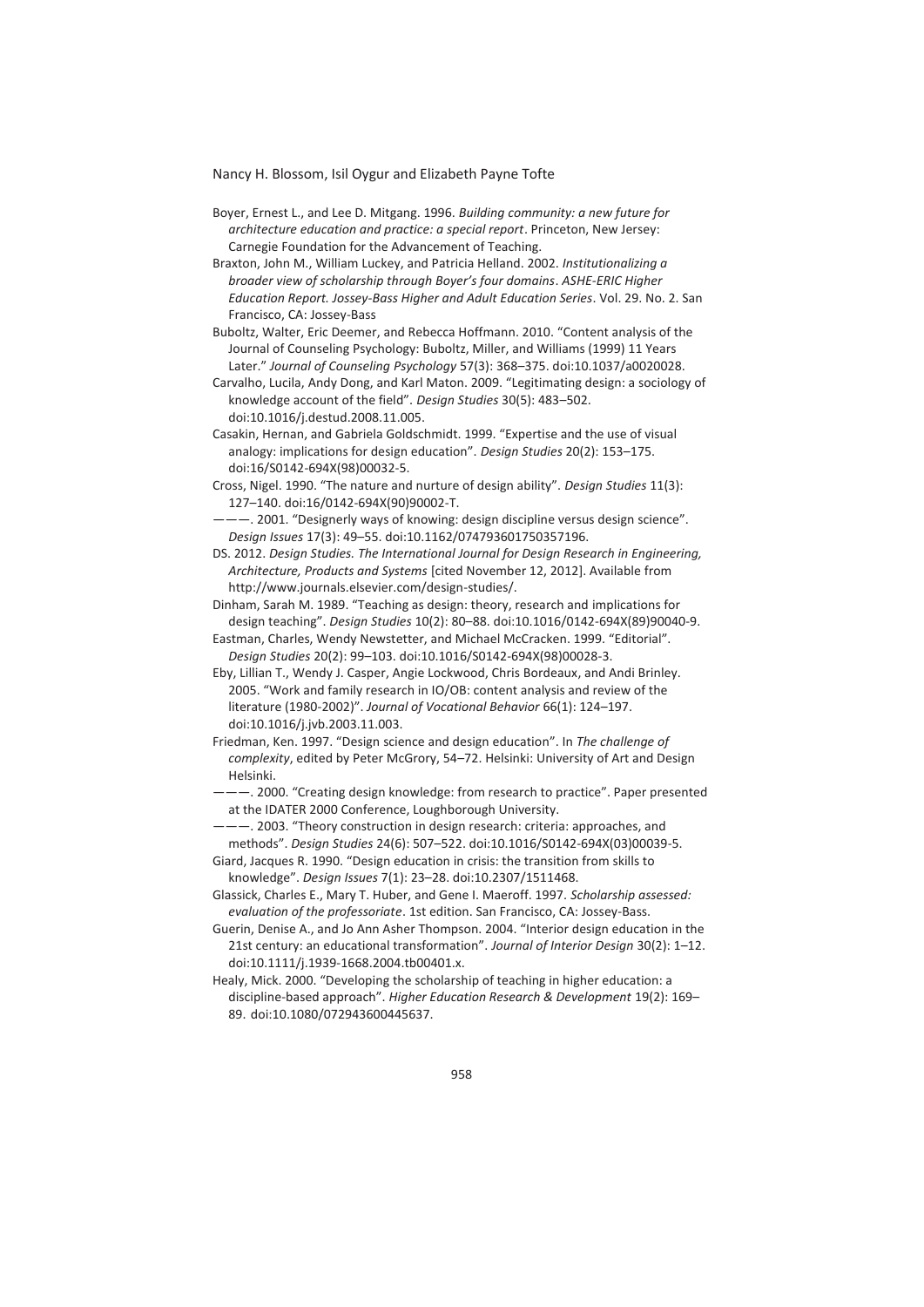Boyer, Ernest L., and Lee D. Mitgang. 1996. *Building community: a new future for architecture education and practice: a special report*. Princeton, New Jersey: Carnegie Foundation for the Advancement of Teaching.

Braxton, John M., William Luckey, and Patricia Helland. 2002. *Institutionalizing a broader view of scholarship through Boyer's four domains*. *ASHE-ERIC Higher Education Report. Jossey-Bass Higher and Adult Education Series*. Vol. 29. No. 2. San Francisco, CA: Jossey-Bass

Buboltz, Walter, Eric Deemer, and Rebecca Hoffmann. 2010. "Content analysis of the Journal of Counseling Psychology: Buboltz, Miller, and Williams (1999) 11 Years Later." *Journal of Counseling Psychology* 57(3): 368–375. doi:10.1037/a0020028.

Carvalho, Lucila, Andy Dong, and Karl Maton. 2009. "Legitimating design: a sociology of knowledge account of the field". *Design Studies* 30(5): 483–502. doi:10.1016/j.destud.2008.11.005.

Casakin, Hernan, and Gabriela Goldschmidt. 1999. "Expertise and the use of visual analogy: implications for design education". *Design Studies* 20(2): 153–175. doi:16/S0142-694X(98)00032-5.

Cross, Nigel. 1990. "The nature and nurture of design ability". *Design Studies* 11(3): 127–140. doi:16/0142-694X(90)90002-T.

———. 2001. "Designerly ways of knowing: design discipline versus design science". *Design Issues* 17(3): 49–55. doi:10.1162/074793601750357196.

DS. 2012. *Design Studies. The International Journal for Design Research in Engineering, Architecture, Products and Systems* [cited November 12, 2012]. Available from http://www.journals.elsevier.com/design-studies/.

Dinham, Sarah M. 1989. "Teaching as design: theory, research and implications for design teaching". *Design Studies* 10(2): 80–88. doi:10.1016/0142-694X(89)90040-9.

Eastman, Charles, Wendy Newstetter, and Michael McCracken. 1999. "Editorial". *Design Studies* 20(2): 99–103. doi:10.1016/S0142-694X(98)00028-3.

Eby, Lillian T., Wendy J. Casper, Angie Lockwood, Chris Bordeaux, and Andi Brinley. 2005. "Work and family research in IO/OB: content analysis and review of the literature (1980-2002)". *Journal of Vocational Behavior* 66(1): 124–197. doi:10.1016/j.jvb.2003.11.003.

Friedman, Ken. 1997. "Design science and design education". In *The challenge of complexity*, edited by Peter McGrory, 54–72. Helsinki: University of Art and Design Helsinki.

———. 2000. "Creating design knowledge: from research to practice". Paper presented at the IDATER 2000 Conference, Loughborough University.

———. 2003. "Theory construction in design research: criteria: approaches, and methods". *Design Studies* 24(6): 507–522. doi:10.1016/S0142-694X(03)00039-5.

Giard, Jacques R. 1990. "Design education in crisis: the transition from skills to knowledge". *Design Issues* 7(1): 23–28. doi:10.2307/1511468.

Glassick, Charles E., Mary T. Huber, and Gene I. Maeroff. 1997. *Scholarship assessed: evaluation of the professoriate*. 1st edition. San Francisco, CA: Jossey-Bass.

Guerin, Denise A., and Jo Ann Asher Thompson. 2004. "Interior design education in the 21st century: an educational transformation". *Journal of Interior Design* 30(2): 1–12. doi:10.1111/j.1939-1668.2004.tb00401.x.

Healy, Mick. 2000. "Developing the scholarship of teaching in higher education: a discipline-based approach". *Higher Education Research & Development* 19(2): 169–89. doi:10.1080/072943600445637.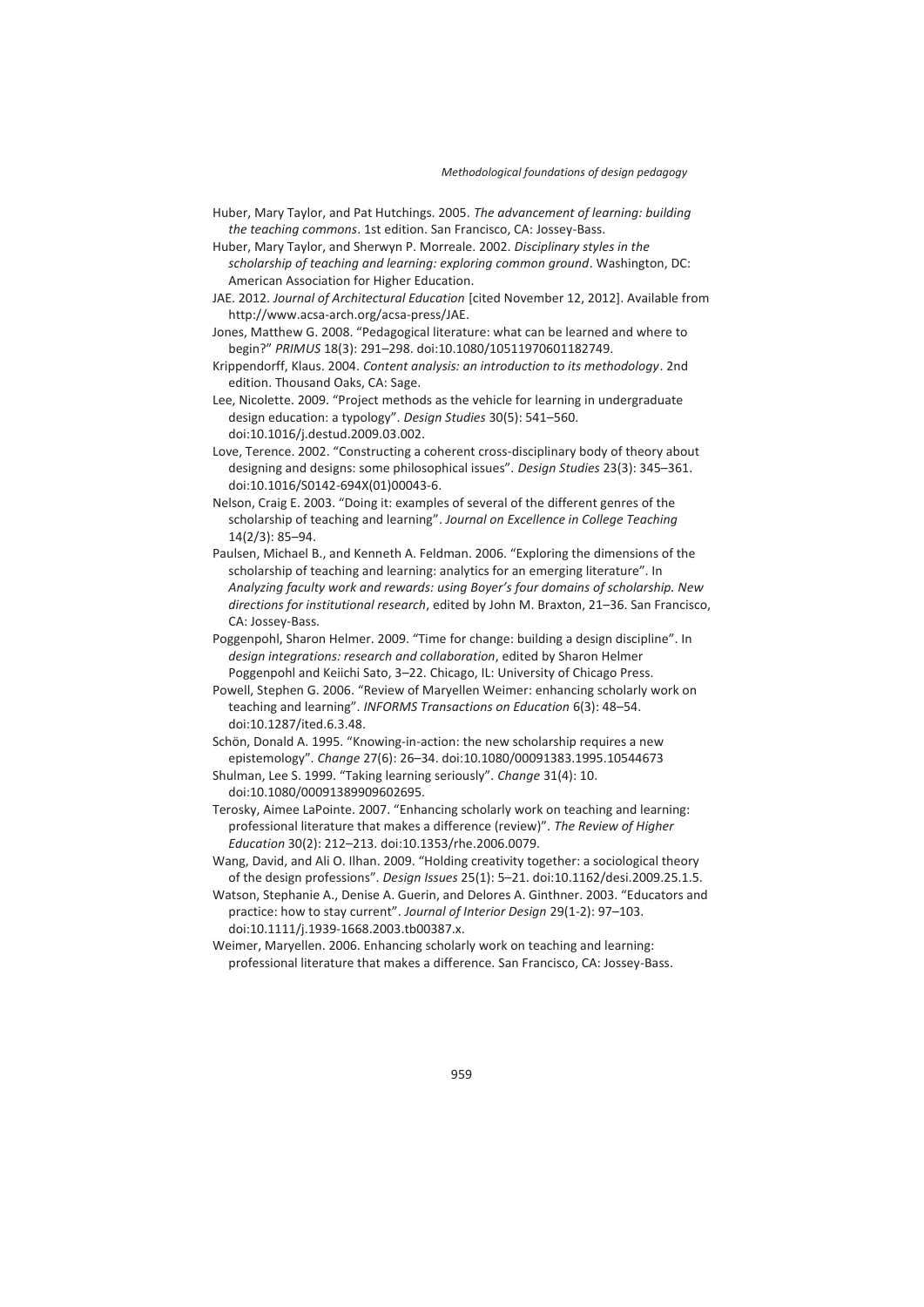Huber, Mary Taylor, and Pat Hutchings. 2005. *The advancement of learning: building the teaching commons*. 1st edition. San Francisco, CA: Jossey-Bass.

Huber, Mary Taylor, and Sherwyn P. Morreale. 2002. *Disciplinary styles in the scholarship of teaching and learning: exploring common ground*. Washington, DC: American Association for Higher Education.

JAE. 2012. *Journal of Architectural Education* [cited November 12, 2012]. Available from http://www.acsa-arch.org/acsa-press/JAE.

Jones, Matthew G. 2008. "Pedagogical literature: what can be learned and where to begin?" *PRIMUS* 18(3): 291–298. doi:10.1080/10511970601182749.

Krippendorff, Klaus. 2004. *Content analysis: an introduction to its methodology*. 2nd edition. Thousand Oaks, CA: Sage.

Lee, Nicolette. 2009. "Project methods as the vehicle for learning in undergraduate design education: a typology". *Design Studies* 30(5): 541–560. doi:10.1016/j.destud.2009.03.002.

Love, Terence. 2002. "Constructing a coherent cross-disciplinary body of theory about designing and designs: some philosophical issues". *Design Studies* 23(3): 345–361. doi:10.1016/S0142-694X(01)00043-6.

Nelson, Craig E. 2003. "Doing it: examples of several of the different genres of the scholarship of teaching and learning". *Journal on Excellence in College Teaching* 14(2/3): 85–94.

Paulsen, Michael B., and Kenneth A. Feldman. 2006. "Exploring the dimensions of the scholarship of teaching and learning: analytics for an emerging literature". In *Analyzing faculty work and rewards: using Boyer's four domains of scholarship. New directions for institutional research*, edited by John M. Braxton, 21–36. San Francisco, CA: Jossey-Bass.

Poggenpohl, Sharon Helmer. 2009. "Time for change: building a design discipline". In *design integrations: research and collaboration*, edited by Sharon Helmer Poggenpohl and Keiichi Sato, 3–22. Chicago, IL: University of Chicago Press.

Powell, Stephen G. 2006. "Review of Maryellen Weimer: enhancing scholarly work on teaching and learning". *INFORMS Transactions on Education* 6(3): 48–54. doi:10.1287/ited.6.3.48.

Schön, Donald A. 1995. "Knowing-in-action: the new scholarship requires a new epistemology". *Change* 27(6): 26–34. doi:10.1080/00091383.1995.10544673

Shulman, Lee S. 1999. "Taking learning seriously". *Change* 31(4): 10. doi:10.1080/00091389909602695.

Terosky, Aimee LaPointe. 2007. "Enhancing scholarly work on teaching and learning: professional literature that makes a difference (review)". *The Review of Higher Education* 30(2): 212–213. doi:10.1353/rhe.2006.0079.

Wang, David, and Ali O. Ilhan. 2009. "Holding creativity together: a sociological theory of the design professions". *Design Issues* 25(1): 5–21. doi:10.1162/desi.2009.25.1.5.

Watson, Stephanie A., Denise A. Guerin, and Delores A. Ginthner. 2003. "Educators and practice: how to stay current". *Journal of Interior Design* 29(1-2): 97–103. doi:10.1111/j.1939-1668.2003.tb00387.x.

Weimer, Maryellen. 2006. Enhancing scholarly work on teaching and learning: professional literature that makes a difference. San Francisco, CA: Jossey-Bass.